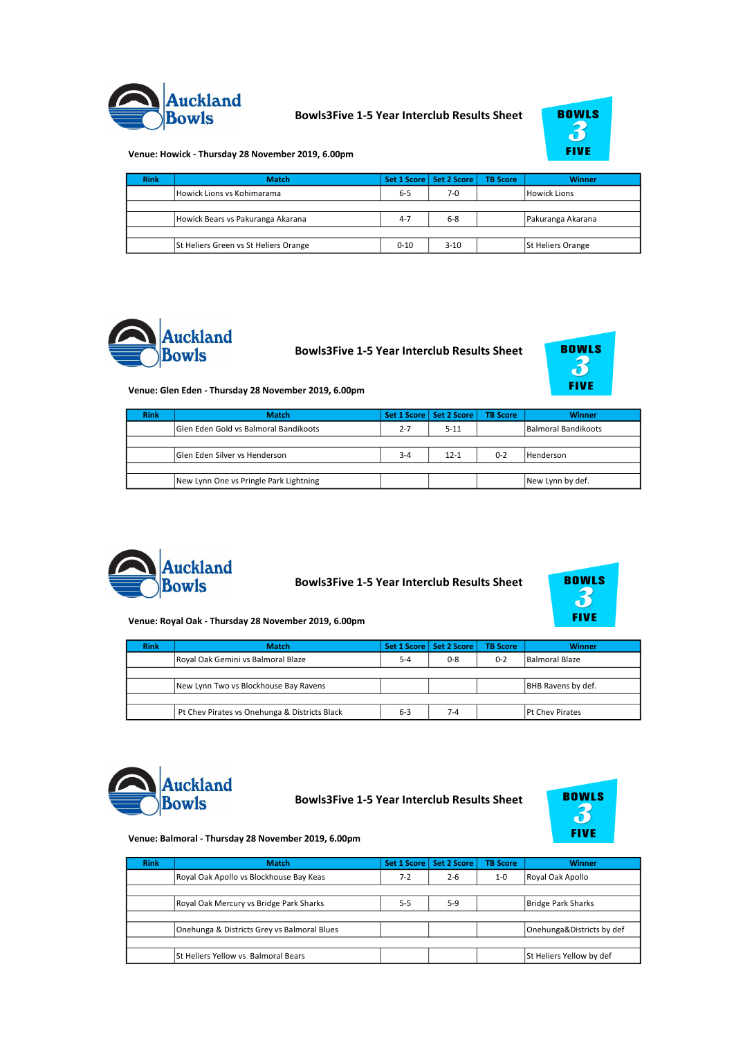## Auckland Bowls

### Bowls3Five 1-5 Year Interclub Results Sheet

BOWLS 3 FIVE

**Venue: Howick - Thursday 28 November 2019, 6.00pm**

| Rink | Match | Set 1 Score | Set 2 Score | TB Score | Winner |
|---|---|---|---|---|---|
| | Howick Lions vs Kohimarama | 6-5 | 7-0 | | Howick Lions |
| | | | | | |
| | Howick Bears vs Pakuranga Akarana | 4-7 | 6-8 | | Pakuranga Akarana |
| | | | | | |
| | St Heliers Green vs St Heliers Orange | 0-10 | 3-10 | | St Heliers Orange |

## Auckland Bowls

### Bowls3Five 1-5 Year Interclub Results Sheet

BOWLS 3 FIVE

**Venue: Glen Eden - Thursday 28 November 2019, 6.00pm**

| Rink | Match | Set 1 Score | Set 2 Score | TB Score | Winner |
|---|---|---|---|---|---|
| | Glen Eden Gold vs Balmoral Bandikoots | 2-7 | 5-11 | | Balmoral Bandikoots |
| | | | | | |
| | Glen Eden Silver vs Henderson | 3-4 | 12-1 | 0-2 | Henderson |
| | | | | | |
| | New Lynn One vs Pringle Park Lightning | | | | New Lynn by def. |

## Auckland Bowls

### Bowls3Five 1-5 Year Interclub Results Sheet

BOWLS 3 FIVE

**Venue: Royal Oak - Thursday 28 November 2019, 6.00pm**

| Rink | Match | Set 1 Score | Set 2 Score | TB Score | Winner |
|---|---|---|---|---|---|
| | Royal Oak Gemini vs Balmoral Blaze | 5-4 | 0-8 | 0-2 | Balmoral Blaze |
| | | | | | |
| | New Lynn Two vs Blockhouse Bay Ravens | | | | BHB Ravens by def. |
| | | | | | |
| | Pt Chev Pirates vs Onehunga & Districts Black | 6-3 | 7-4 | | Pt Chev Pirates |

## Auckland Bowls

### Bowls3Five 1-5 Year Interclub Results Sheet

BOWLS 3 FIVE

**Venue: Balmoral - Thursday 28 November 2019, 6.00pm**

| Rink | Match | Set 1 Score | Set 2 Score | TB Score | Winner |
|---|---|---|---|---|---|
| | Royal Oak Apollo vs Blockhouse Bay Keas | 7-2 | 2-6 | 1-0 | Royal Oak Apollo |
| | | | | | |
| | Royal Oak Mercury vs Bridge Park Sharks | 5-5 | 5-9 | | Bridge Park Sharks |
| | | | | | |
| | Onehunga & Districts Grey vs Balmoral Blues | | | | Onehunga&Districts by def |
| | | | | | |
| | St Heliers Yellow vs Balmoral Bears | | | | St Heliers Yellow by def |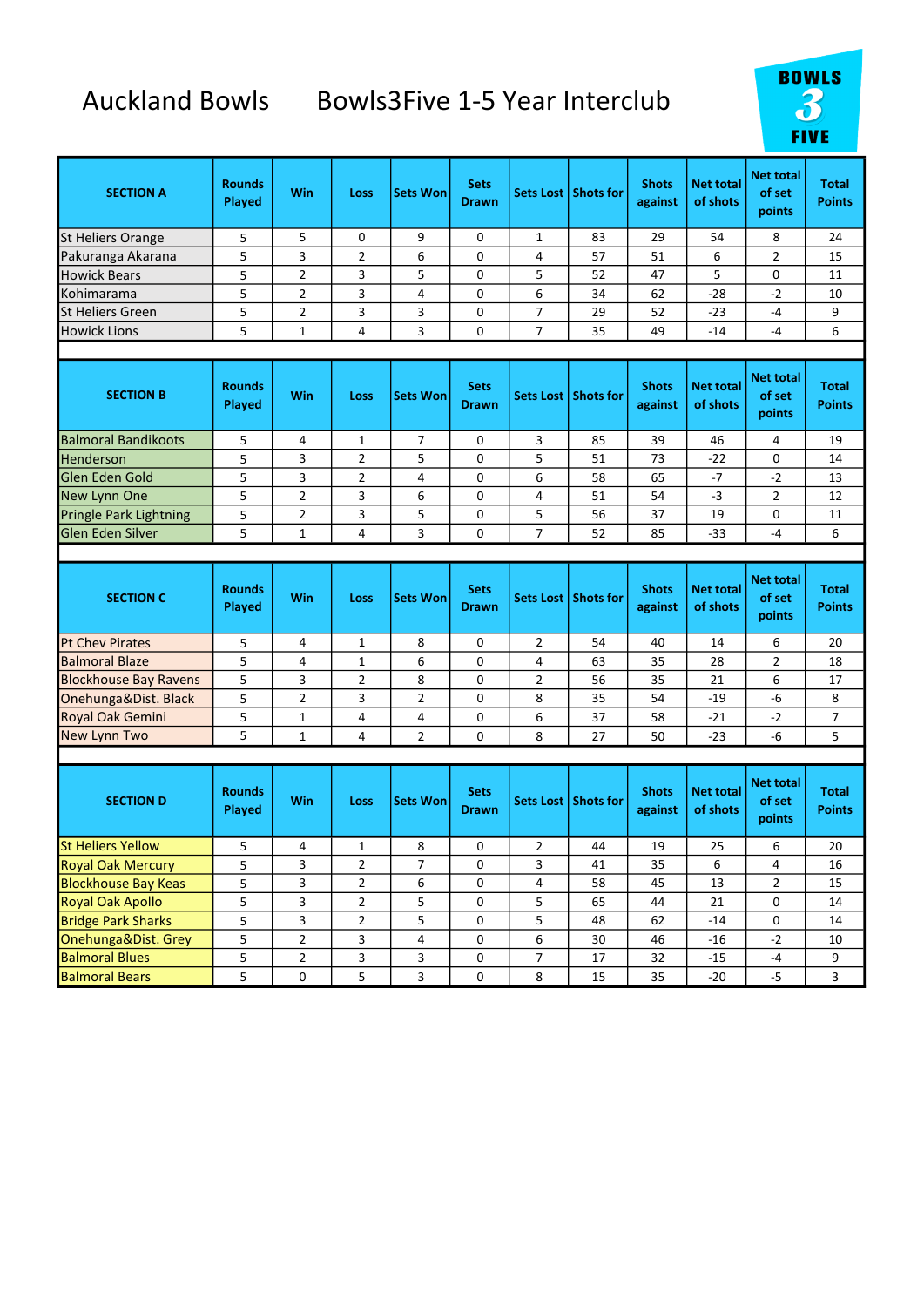# Auckland Bowls Bowls3Five 1-5 Year Interclub

BOWLS 3 FIVE

| SECTION A | Rounds Played | Win | Loss | Sets Won | Sets Drawn | Sets Lost | Shots for | Shots against | Net total of shots | Net total of set points | Total Points |
|---|---|---|---|---|---|---|---|---|---|---|---|
| St Heliers Orange | 5 | 5 | 0 | 9 | 0 | 1 | 83 | 29 | 54 | 8 | 24 |
| Pakuranga Akarana | 5 | 3 | 2 | 6 | 0 | 4 | 57 | 51 | 6 | 2 | 15 |
| Howick Bears | 5 | 2 | 3 | 5 | 0 | 5 | 52 | 47 | 5 | 0 | 11 |
| Kohimarama | 5 | 2 | 3 | 4 | 0 | 6 | 34 | 62 | -28 | -2 | 10 |
| St Heliers Green | 5 | 2 | 3 | 3 | 0 | 7 | 29 | 52 | -23 | -4 | 9 |
| Howick Lions | 5 | 1 | 4 | 3 | 0 | 7 | 35 | 49 | -14 | -4 | 6 |

| SECTION B | Rounds Played | Win | Loss | Sets Won | Sets Drawn | Sets Lost | Shots for | Shots against | Net total of shots | Net total of set points | Total Points |
|---|---|---|---|---|---|---|---|---|---|---|---|
| Balmoral Bandikoots | 5 | 4 | 1 | 7 | 0 | 3 | 85 | 39 | 46 | 4 | 19 |
| Henderson | 5 | 3 | 2 | 5 | 0 | 5 | 51 | 73 | -22 | 0 | 14 |
| Glen Eden Gold | 5 | 3 | 2 | 4 | 0 | 6 | 58 | 65 | -7 | -2 | 13 |
| New Lynn One | 5 | 2 | 3 | 6 | 0 | 4 | 51 | 54 | -3 | 2 | 12 |
| Pringle Park Lightning | 5 | 2 | 3 | 5 | 0 | 5 | 56 | 37 | 19 | 0 | 11 |
| Glen Eden Silver | 5 | 1 | 4 | 3 | 0 | 7 | 52 | 85 | -33 | -4 | 6 |

| SECTION C | Rounds Played | Win | Loss | Sets Won | Sets Drawn | Sets Lost | Shots for | Shots against | Net total of shots | Net total of set points | Total Points |
|---|---|---|---|---|---|---|---|---|---|---|---|
| Pt Chev Pirates | 5 | 4 | 1 | 8 | 0 | 2 | 54 | 40 | 14 | 6 | 20 |
| Balmoral Blaze | 5 | 4 | 1 | 6 | 0 | 4 | 63 | 35 | 28 | 2 | 18 |
| Blockhouse Bay Ravens | 5 | 3 | 2 | 8 | 0 | 2 | 56 | 35 | 21 | 6 | 17 |
| Onehunga&Dist. Black | 5 | 2 | 3 | 2 | 0 | 8 | 35 | 54 | -19 | -6 | 8 |
| Royal Oak Gemini | 5 | 1 | 4 | 4 | 0 | 6 | 37 | 58 | -21 | -2 | 7 |
| New Lynn Two | 5 | 1 | 4 | 2 | 0 | 8 | 27 | 50 | -23 | -6 | 5 |

| SECTION D | Rounds Played | Win | Loss | Sets Won | Sets Drawn | Sets Lost | Shots for | Shots against | Net total of shots | Net total of set points | Total Points |
|---|---|---|---|---|---|---|---|---|---|---|---|
| St Heliers Yellow | 5 | 4 | 1 | 8 | 0 | 2 | 44 | 19 | 25 | 6 | 20 |
| Royal Oak Mercury | 5 | 3 | 2 | 7 | 0 | 3 | 41 | 35 | 6 | 4 | 16 |
| Blockhouse Bay Keas | 5 | 3 | 2 | 6 | 0 | 4 | 58 | 45 | 13 | 2 | 15 |
| Royal Oak Apollo | 5 | 3 | 2 | 5 | 0 | 5 | 65 | 44 | 21 | 0 | 14 |
| Bridge Park Sharks | 5 | 3 | 2 | 5 | 0 | 5 | 48 | 62 | -14 | 0 | 14 |
| Onehunga&Dist. Grey | 5 | 2 | 3 | 4 | 0 | 6 | 30 | 46 | -16 | -2 | 10 |
| Balmoral Blues | 5 | 2 | 3 | 3 | 0 | 7 | 17 | 32 | -15 | -4 | 9 |
| Balmoral Bears | 5 | 0 | 5 | 3 | 0 | 8 | 15 | 35 | -20 | -5 | 3 |